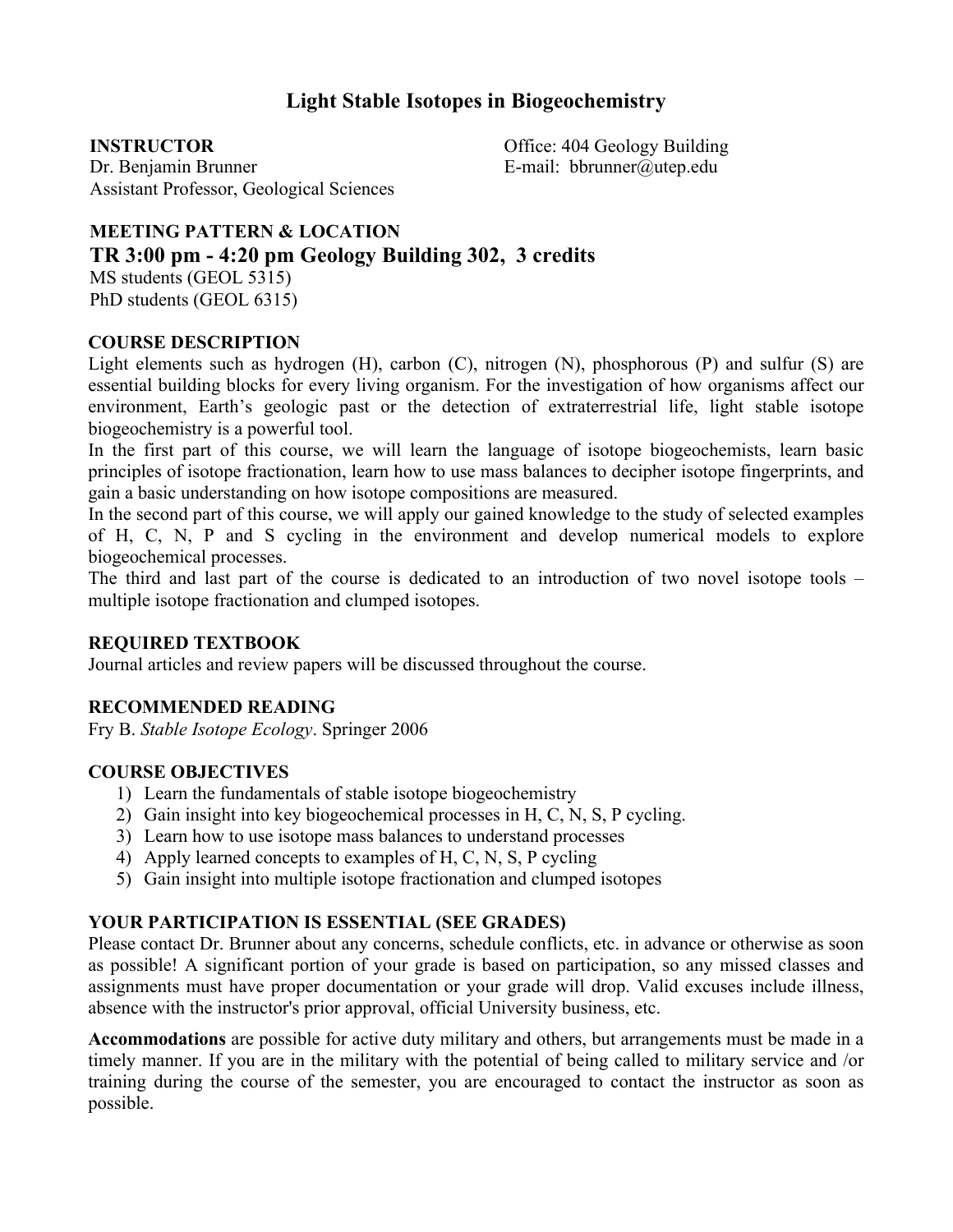# Light Stable Isotopes in Biogeochemistry

**INSTRUCTOR**
Dr. Benjamin Brunner
Assistant Professor, Geological Sciences

Office: 404 Geology Building
E-mail: bbrunner@utep.edu

**MEETING PATTERN & LOCATION**
**TR 3:00 pm - 4:20 pm Geology Building 302, 3 credits**
MS students (GEOL 5315)
PhD students (GEOL 6315)

**COURSE DESCRIPTION**

Light elements such as hydrogen (H), carbon (C), nitrogen (N), phosphorous (P) and sulfur (S) are essential building blocks for every living organism. For the investigation of how organisms affect our environment, Earth's geologic past or the detection of extraterrestrial life, light stable isotope biogeochemistry is a powerful tool.

In the first part of this course, we will learn the language of isotope biogeochemists, learn basic principles of isotope fractionation, learn how to use mass balances to decipher isotope fingerprints, and gain a basic understanding on how isotope compositions are measured.

In the second part of this course, we will apply our gained knowledge to the study of selected examples of H, C, N, P and S cycling in the environment and develop numerical models to explore biogeochemical processes.

The third and last part of the course is dedicated to an introduction of two novel isotope tools – multiple isotope fractionation and clumped isotopes.

**REQUIRED TEXTBOOK**

Journal articles and review papers will be discussed throughout the course.

**RECOMMENDED READING**

Fry B. *Stable Isotope Ecology*. Springer 2006

**COURSE OBJECTIVES**

1) Learn the fundamentals of stable isotope biogeochemistry
2) Gain insight into key biogeochemical processes in H, C, N, S, P cycling.
3) Learn how to use isotope mass balances to understand processes
4) Apply learned concepts to examples of H, C, N, S, P cycling
5) Gain insight into multiple isotope fractionation and clumped isotopes

**YOUR PARTICIPATION IS ESSENTIAL (SEE GRADES)**

Please contact Dr. Brunner about any concerns, schedule conflicts, etc. in advance or otherwise as soon as possible! A significant portion of your grade is based on participation, so any missed classes and assignments must have proper documentation or your grade will drop. Valid excuses include illness, absence with the instructor's prior approval, official University business, etc.

**Accommodations** are possible for active duty military and others, but arrangements must be made in a timely manner. If you are in the military with the potential of being called to military service and /or training during the course of the semester, you are encouraged to contact the instructor as soon as possible.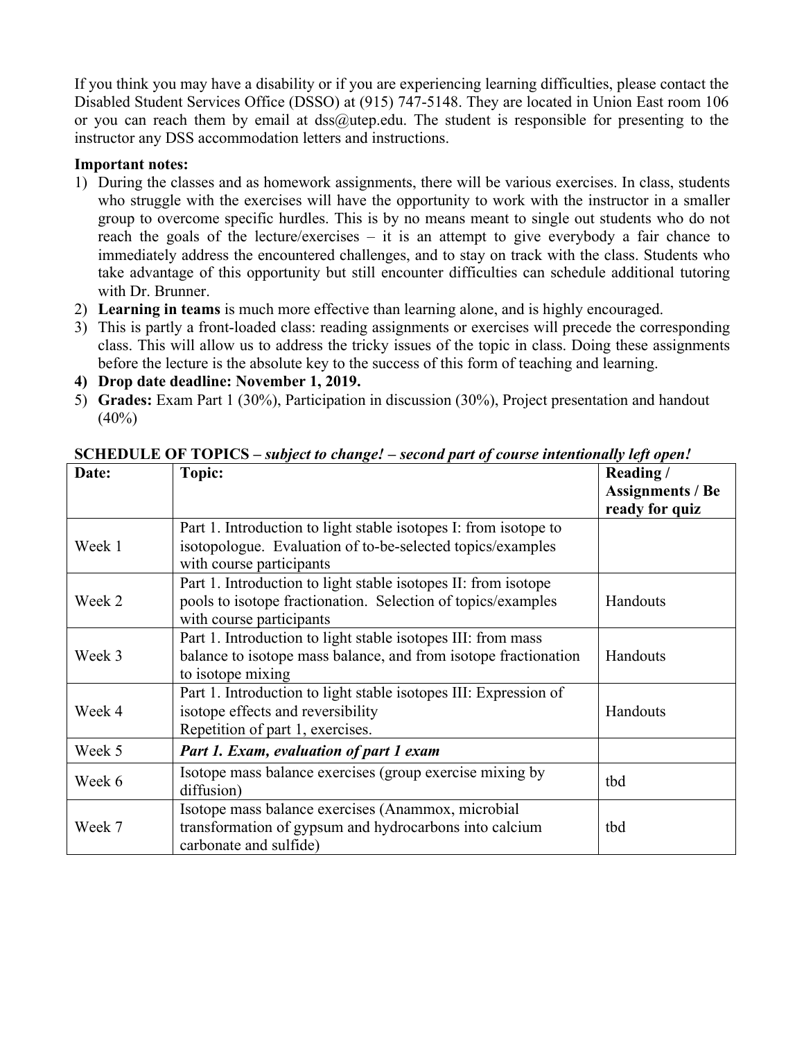If you think you may have a disability or if you are experiencing learning difficulties, please contact the Disabled Student Services Office (DSSO) at (915) 747-5148. They are located in Union East room 106 or you can reach them by email at dss@utep.edu. The student is responsible for presenting to the instructor any DSS accommodation letters and instructions.

**Important notes:**

1) During the classes and as homework assignments, there will be various exercises. In class, students who struggle with the exercises will have the opportunity to work with the instructor in a smaller group to overcome specific hurdles. This is by no means meant to single out students who do not reach the goals of the lecture/exercises – it is an attempt to give everybody a fair chance to immediately address the encountered challenges, and to stay on track with the class. Students who take advantage of this opportunity but still encounter difficulties can schedule additional tutoring with Dr. Brunner.
2) **Learning in teams** is much more effective than learning alone, and is highly encouraged.
3) This is partly a front-loaded class: reading assignments or exercises will precede the corresponding class. This will allow us to address the tricky issues of the topic in class. Doing these assignments before the lecture is the absolute key to the success of this form of teaching and learning.
4) **Drop date deadline: November 1, 2019.**
5) **Grades:** Exam Part 1 (30%), Participation in discussion (30%), Project presentation and handout (40%)

**SCHEDULE OF TOPICS –** ***subject to change! – second part of course intentionally left open!***

| **Date:** | **Topic:** | **Reading / Assignments / Be ready for quiz** |
|---|---|---|
| Week 1 | Part 1. Introduction to light stable isotopes I: from isotope to isotopologue. Evaluation of to-be-selected topics/examples with course participants | |
| Week 2 | Part 1. Introduction to light stable isotopes II: from isotope pools to isotope fractionation. Selection of topics/examples with course participants | Handouts |
| Week 3 | Part 1. Introduction to light stable isotopes III: from mass balance to isotope mass balance, and from isotope fractionation to isotope mixing | Handouts |
| Week 4 | Part 1. Introduction to light stable isotopes III: Expression of isotope effects and reversibility<br>Repetition of part 1, exercises. | Handouts |
| Week 5 | ***Part 1. Exam, evaluation of part 1 exam*** | |
| Week 6 | Isotope mass balance exercises (group exercise mixing by diffusion) | tbd |
| Week 7 | Isotope mass balance exercises (Anammox, microbial transformation of gypsum and hydrocarbons into calcium carbonate and sulfide) | tbd |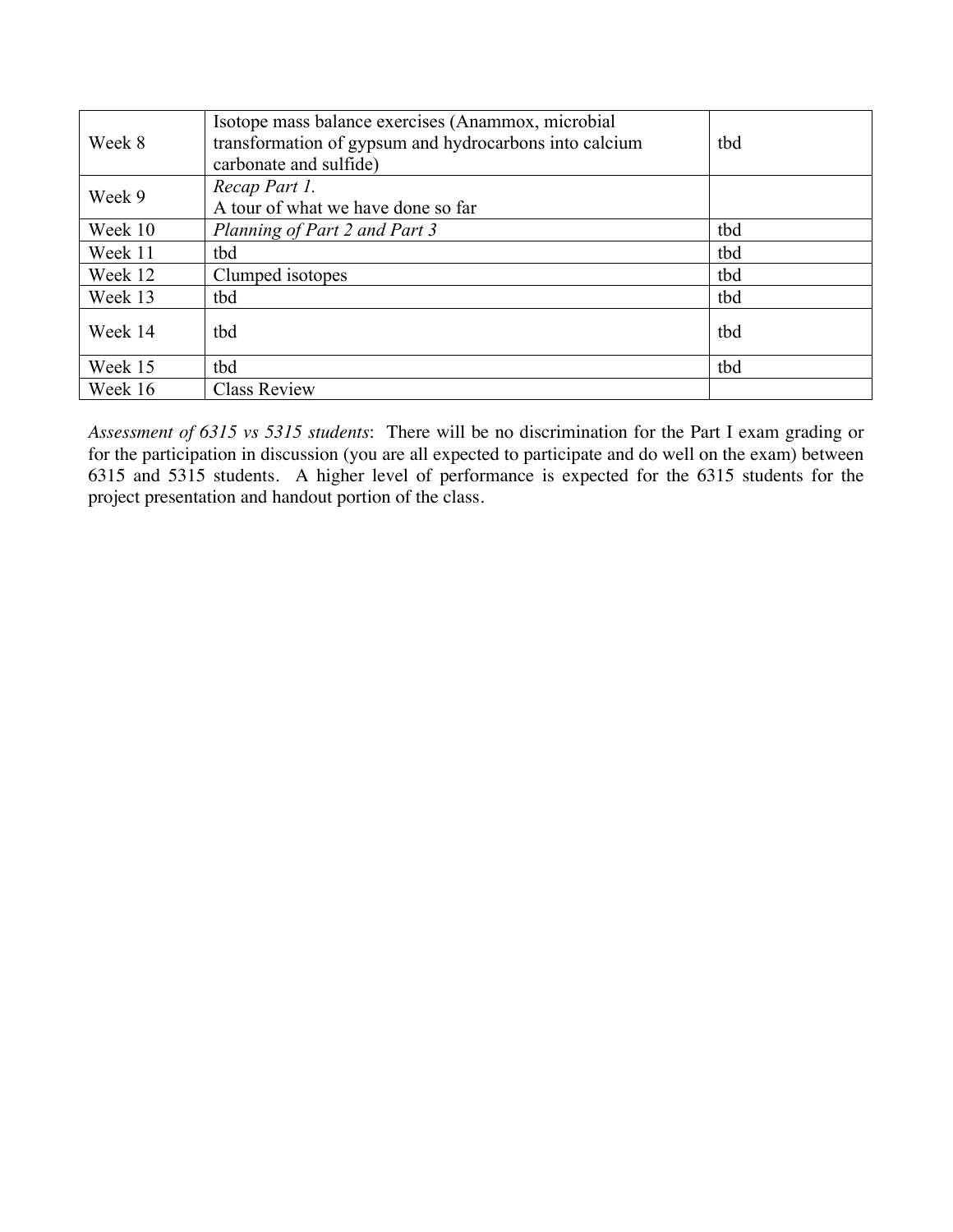| | | |
|---|---|---|
| Week 8 | Isotope mass balance exercises (Anammox, microbial transformation of gypsum and hydrocarbons into calcium carbonate and sulfide) | tbd |
| Week 9 | *Recap Part 1.* A tour of what we have done so far | |
| Week 10 | *Planning of Part 2 and Part 3* | tbd |
| Week 11 | tbd | tbd |
| Week 12 | Clumped isotopes | tbd |
| Week 13 | tbd | tbd |
| Week 14 | tbd | tbd |
| Week 15 | tbd | tbd |
| Week 16 | Class Review | |

*Assessment of 6315 vs 5315 students*: There will be no discrimination for the Part I exam grading or for the participation in discussion (you are all expected to participate and do well on the exam) between 6315 and 5315 students. A higher level of performance is expected for the 6315 students for the project presentation and handout portion of the class.